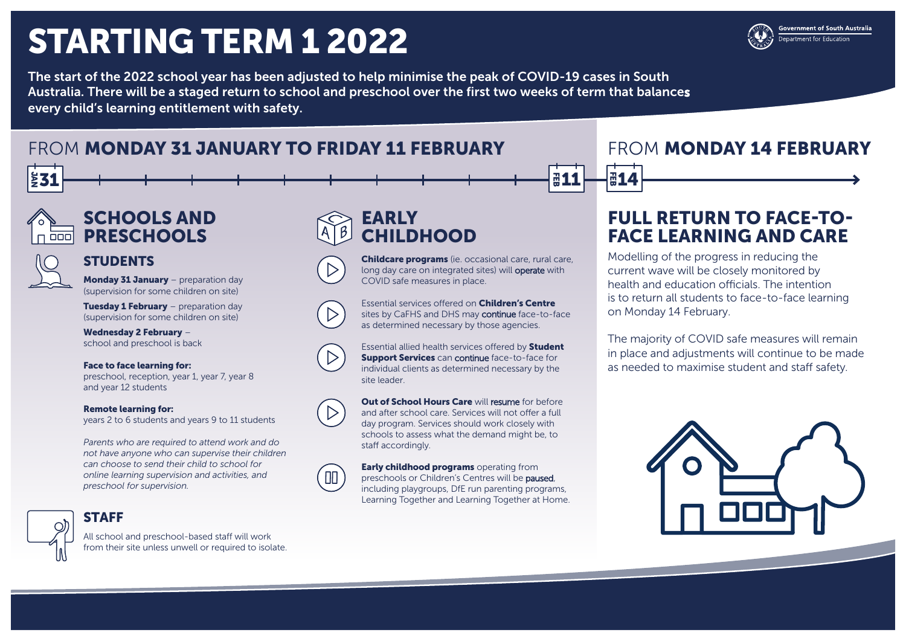# STARTING TERM 1 2022

Government of South Australia
Department for Education

**The start of the 2022 school year has been adjusted to help minimise the peak of COVID-19 cases in South Australia. There will be a staged return to school and preschool over the first two weeks of term that balances every child's learning entitlement with safety.**

## FROM **MONDAY 31 JANUARY TO FRIDAY 11 FEBRUARY**

JAN 31 — FEB 11

### SCHOOLS AND PRESCHOOLS

#### STUDENTS

**Monday 31 January** – preparation day (supervision for some children on site)

**Tuesday 1 February** – preparation day (supervision for some children on site)

**Wednesday 2 February** – school and preschool is back

**Face to face learning for:**
preschool, reception, year 1, year 7, year 8 and year 12 students

**Remote learning for:**
years 2 to 6 students and years 9 to 11 students

*Parents who are required to attend work and do not have anyone who can supervise their children can choose to send their child to school for online learning supervision and activities, and preschool for supervision.*

#### STAFF

All school and preschool-based staff will work from their site unless unwell or required to isolate.

### EARLY CHILDHOOD

**Childcare programs** (ie. occasional care, rural care, long day care on integrated sites) will operate with COVID safe measures in place.

Essential services offered on **Children's Centre** sites by CaFHS and DHS may continue face-to-face as determined necessary by those agencies.

Essential allied health services offered by **Student Support Services** can continue face-to-face for individual clients as determined necessary by the site leader.

**Out of School Hours Care** will resume for before and after school care. Services will not offer a full day program. Services should work closely with schools to assess what the demand might be, to staff accordingly.

**Early childhood programs** operating from preschools or Children's Centres will be paused, including playgroups, DfE run parenting programs, Learning Together and Learning Together at Home.

## FROM **MONDAY 14 FEBRUARY**

FEB 14

### FULL RETURN TO FACE-TO-FACE LEARNING AND CARE

Modelling of the progress in reducing the current wave will be closely monitored by health and education officials. The intention is to return all students to face-to-face learning on Monday 14 February.

The majority of COVID safe measures will remain in place and adjustments will continue to be made as needed to maximise student and staff safety.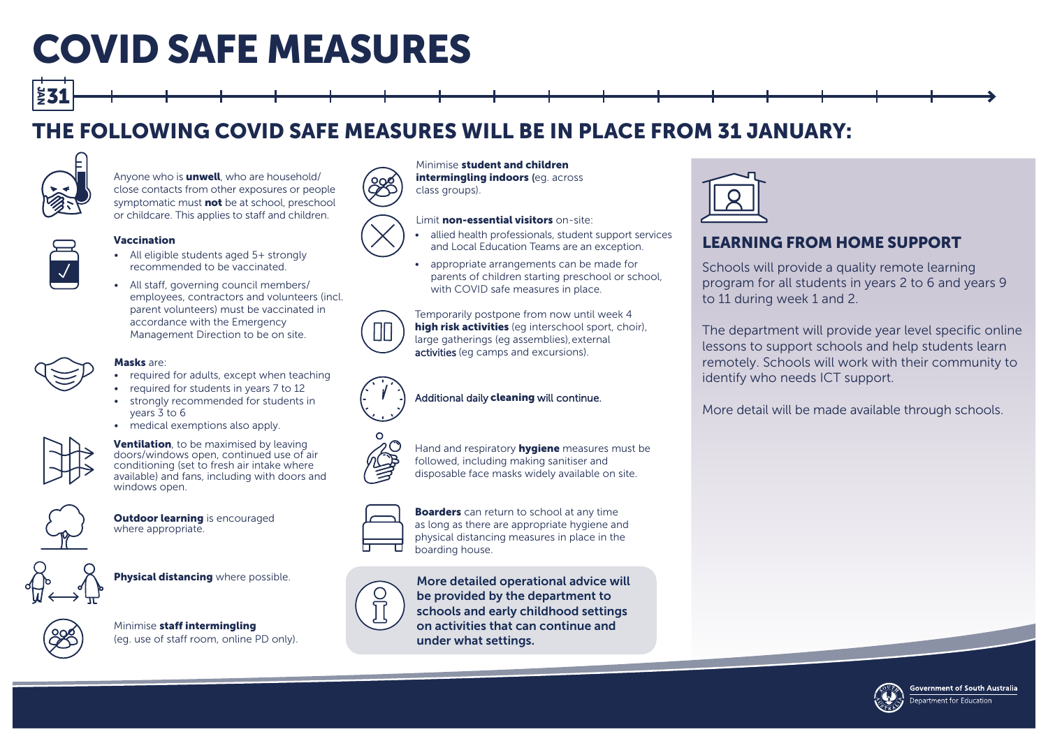# COVID SAFE MEASURES

JAN 31

## THE FOLLOWING COVID SAFE MEASURES WILL BE IN PLACE FROM 31 JANUARY:

Anyone who is **unwell**, who are household/close contacts from other exposures or people symptomatic must **not** be at school, preschool or childcare. This applies to staff and children.

**Vaccination**

- All eligible students aged 5+ strongly recommended to be vaccinated.
- All staff, governing council members/employees, contractors and volunteers (incl. parent volunteers) must be vaccinated in accordance with the Emergency Management Direction to be on site.

**Masks** are:

- required for adults, except when teaching
- required for students in years 7 to 12
- strongly recommended for students in years 3 to 6
- medical exemptions also apply.

**Ventilation**, to be maximised by leaving doors/windows open, continued use of air conditioning (set to fresh air intake where available) and fans, including with doors and windows open.

**Outdoor learning** is encouraged where appropriate.

**Physical distancing** where possible.

Minimise **staff intermingling** (eg. use of staff room, online PD only).

Minimise **student and children intermingling indoors** (eg. across class groups).

Limit **non-essential visitors** on-site:

- allied health professionals, student support services and Local Education Teams are an exception.
- appropriate arrangements can be made for parents of children starting preschool or school, with COVID safe measures in place.

Temporarily postpone from now until week 4 **high risk activities** (eg interschool sport, choir), large gatherings (eg assemblies), external activities (eg camps and excursions).

Additional daily **cleaning** will continue.

Hand and respiratory **hygiene** measures must be followed, including making sanitiser and disposable face masks widely available on site.

**Boarders** can return to school at any time as long as there are appropriate hygiene and physical distancing measures in place in the boarding house.

**More detailed operational advice will be provided by the department to schools and early childhood settings on activities that can continue and under what settings.**

## LEARNING FROM HOME SUPPORT

Schools will provide a quality remote learning program for all students in years 2 to 6 and years 9 to 11 during week 1 and 2.

The department will provide year level specific online lessons to support schools and help students learn remotely. Schools will work with their community to identify who needs ICT support.

More detail will be made available through schools.

Government of South Australia
Department for Education